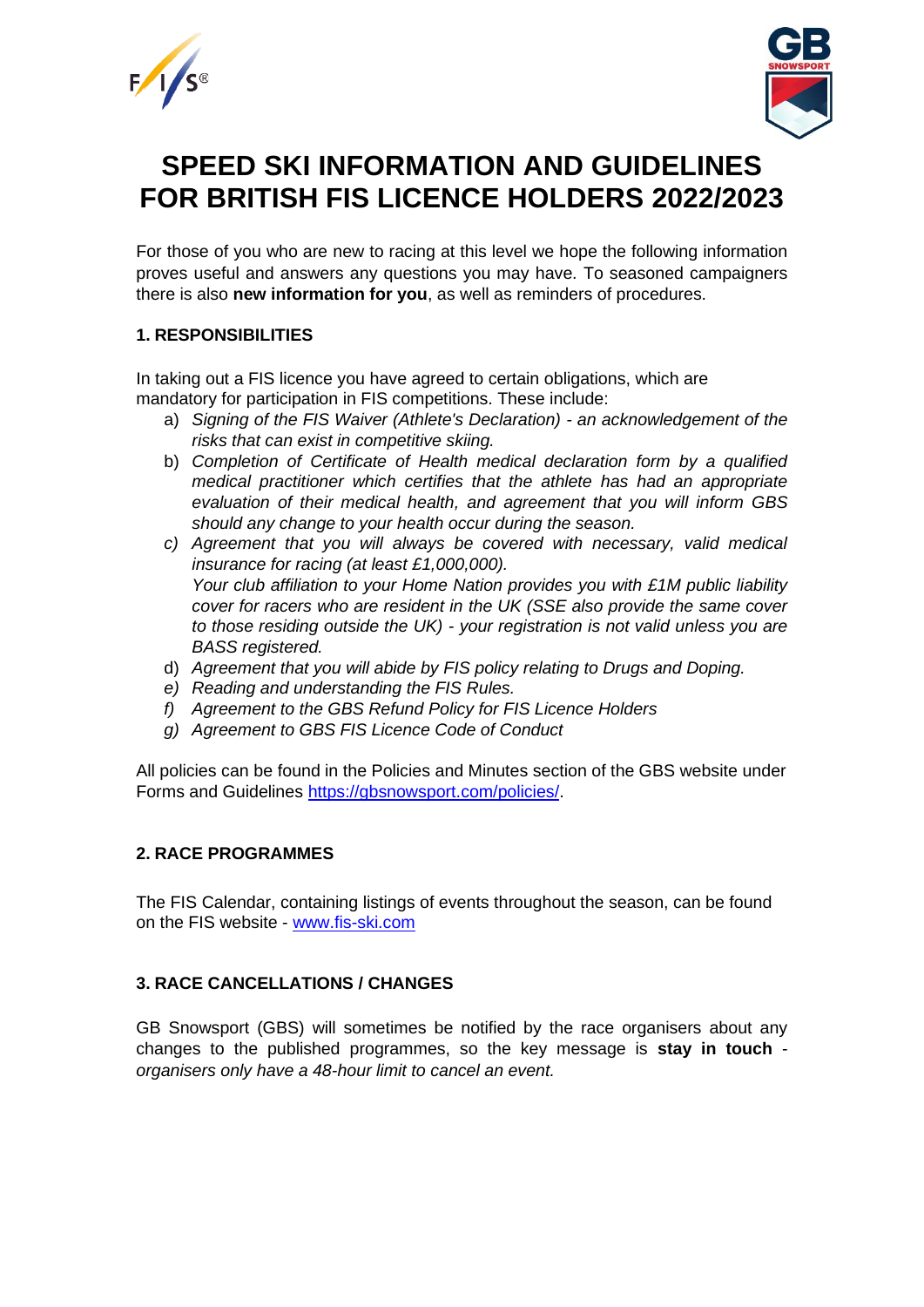# SPEED SKI INFORMATION AND GUIDELINES FOR BRITISH FIS LICENCE HOLDERS 2022/2023

For those of you who are new to racing at this level we hope the following information proves useful and answers any questions you may have. To seasoned campaigners there is also **new information for you**, as well as reminders of procedures.

## 1. RESPONSIBILITIES

In taking out a FIS licence you have agreed to certain obligations, which are mandatory for participation in FIS competitions. These include:

a) *Signing of the FIS Waiver (Athlete's Declaration) - an acknowledgement of the risks that can exist in competitive skiing.*

b) *Completion of Certificate of Health medical declaration form by a qualified medical practitioner which certifies that the athlete has had an appropriate evaluation of their medical health, and agreement that you will inform GBS should any change to your health occur during the season.*

c) *Agreement that you will always be covered with necessary, valid medical insurance for racing (at least £1,000,000).*
*Your club affiliation to your Home Nation provides you with £1M public liability cover for racers who are resident in the UK (SSE also provide the same cover to those residing outside the UK) - your registration is not valid unless you are BASS registered.*

d) *Agreement that you will abide by FIS policy relating to Drugs and Doping.*

e) *Reading and understanding the FIS Rules.*

f) *Agreement to the GBS Refund Policy for FIS Licence Holders*

g) *Agreement to GBS FIS Licence Code of Conduct*

All policies can be found in the Policies and Minutes section of the GBS website under Forms and Guidelines https://gbsnowsport.com/policies/.

## 2. RACE PROGRAMMES

The FIS Calendar, containing listings of events throughout the season, can be found on the FIS website - www.fis-ski.com

## 3. RACE CANCELLATIONS / CHANGES

GB Snowsport (GBS) will sometimes be notified by the race organisers about any changes to the published programmes, so the key message is **stay in touch** - *organisers only have a 48-hour limit to cancel an event.*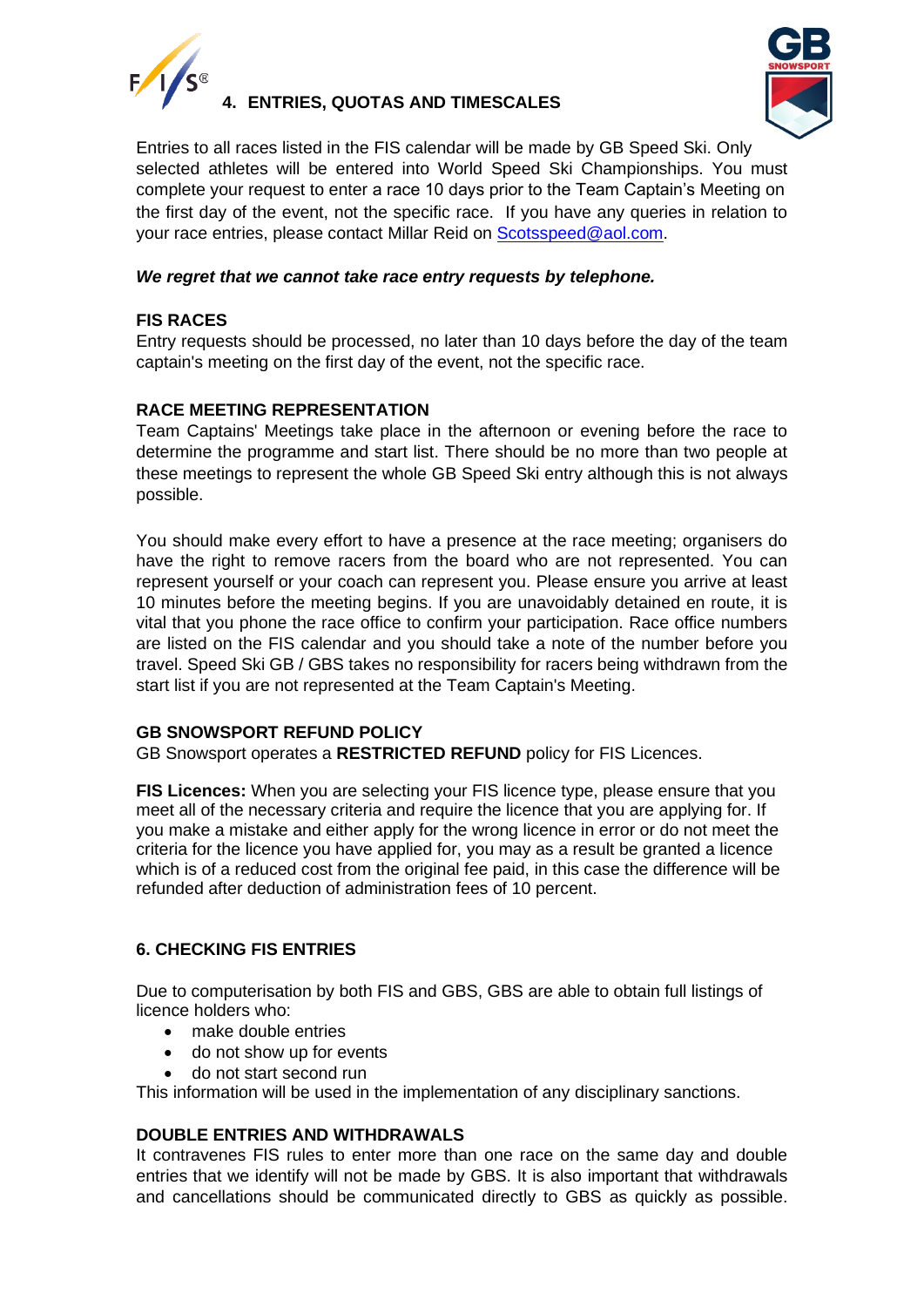## 4. ENTRIES, QUOTAS AND TIMESCALES

Entries to all races listed in the FIS calendar will be made by GB Speed Ski. Only selected athletes will be entered into World Speed Ski Championships. You must complete your request to enter a race 10 days prior to the Team Captain's Meeting on the first day of the event, not the specific race. If you have any queries in relation to your race entries, please contact Millar Reid on Scotsspeed@aol.com.

***We regret that we cannot take race entry requests by telephone.***

**FIS RACES**

Entry requests should be processed, no later than 10 days before the day of the team captain's meeting on the first day of the event, not the specific race.

**RACE MEETING REPRESENTATION**

Team Captains' Meetings take place in the afternoon or evening before the race to determine the programme and start list. There should be no more than two people at these meetings to represent the whole GB Speed Ski entry although this is not always possible.

You should make every effort to have a presence at the race meeting; organisers do have the right to remove racers from the board who are not represented. You can represent yourself or your coach can represent you. Please ensure you arrive at least 10 minutes before the meeting begins. If you are unavoidably detained en route, it is vital that you phone the race office to confirm your participation. Race office numbers are listed on the FIS calendar and you should take a note of the number before you travel. Speed Ski GB / GBS takes no responsibility for racers being withdrawn from the start list if you are not represented at the Team Captain's Meeting.

**GB SNOWSPORT REFUND POLICY**

GB Snowsport operates a **RESTRICTED REFUND** policy for FIS Licences.

**FIS Licences:** When you are selecting your FIS licence type, please ensure that you meet all of the necessary criteria and require the licence that you are applying for. If you make a mistake and either apply for the wrong licence in error or do not meet the criteria for the licence you have applied for, you may as a result be granted a licence which is of a reduced cost from the original fee paid, in this case the difference will be refunded after deduction of administration fees of 10 percent.

## 6. CHECKING FIS ENTRIES

Due to computerisation by both FIS and GBS, GBS are able to obtain full listings of licence holders who:

- make double entries
- do not show up for events
- do not start second run

This information will be used in the implementation of any disciplinary sanctions.

**DOUBLE ENTRIES AND WITHDRAWALS**

It contravenes FIS rules to enter more than one race on the same day and double entries that we identify will not be made by GBS. It is also important that withdrawals and cancellations should be communicated directly to GBS as quickly as possible.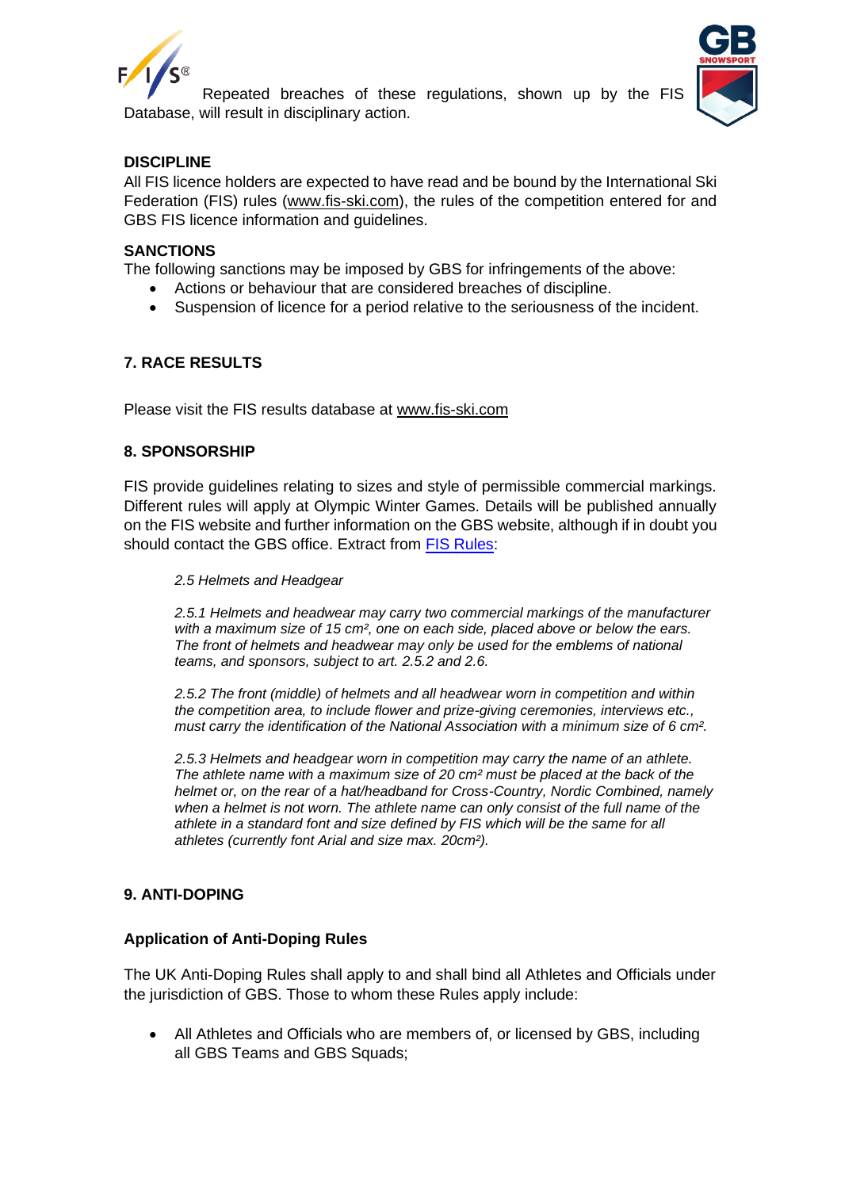Repeated breaches of these regulations, shown up by the FIS Database, will result in disciplinary action.

**DISCIPLINE**

All FIS licence holders are expected to have read and be bound by the International Ski Federation (FIS) rules (www.fis-ski.com), the rules of the competition entered for and GBS FIS licence information and guidelines.

**SANCTIONS**

The following sanctions may be imposed by GBS for infringements of the above:

- Actions or behaviour that are considered breaches of discipline.
- Suspension of licence for a period relative to the seriousness of the incident.

## 7. RACE RESULTS

Please visit the FIS results database at www.fis-ski.com

## 8. SPONSORSHIP

FIS provide guidelines relating to sizes and style of permissible commercial markings. Different rules will apply at Olympic Winter Games. Details will be published annually on the FIS website and further information on the GBS website, although if in doubt you should contact the GBS office. Extract from FIS Rules:

*2.5 Helmets and Headgear*

*2.5.1 Helmets and headwear may carry two commercial markings of the manufacturer with a maximum size of 15 cm², one on each side, placed above or below the ears. The front of helmets and headwear may only be used for the emblems of national teams, and sponsors, subject to art. 2.5.2 and 2.6.*

*2.5.2 The front (middle) of helmets and all headwear worn in competition and within the competition area, to include flower and prize-giving ceremonies, interviews etc., must carry the identification of the National Association with a minimum size of 6 cm².*

*2.5.3 Helmets and headgear worn in competition may carry the name of an athlete. The athlete name with a maximum size of 20 cm² must be placed at the back of the helmet or, on the rear of a hat/headband for Cross-Country, Nordic Combined, namely when a helmet is not worn. The athlete name can only consist of the full name of the athlete in a standard font and size defined by FIS which will be the same for all athletes (currently font Arial and size max. 20cm²).*

## 9. ANTI-DOPING

### Application of Anti-Doping Rules

The UK Anti-Doping Rules shall apply to and shall bind all Athletes and Officials under the jurisdiction of GBS. Those to whom these Rules apply include:

- All Athletes and Officials who are members of, or licensed by GBS, including all GBS Teams and GBS Squads;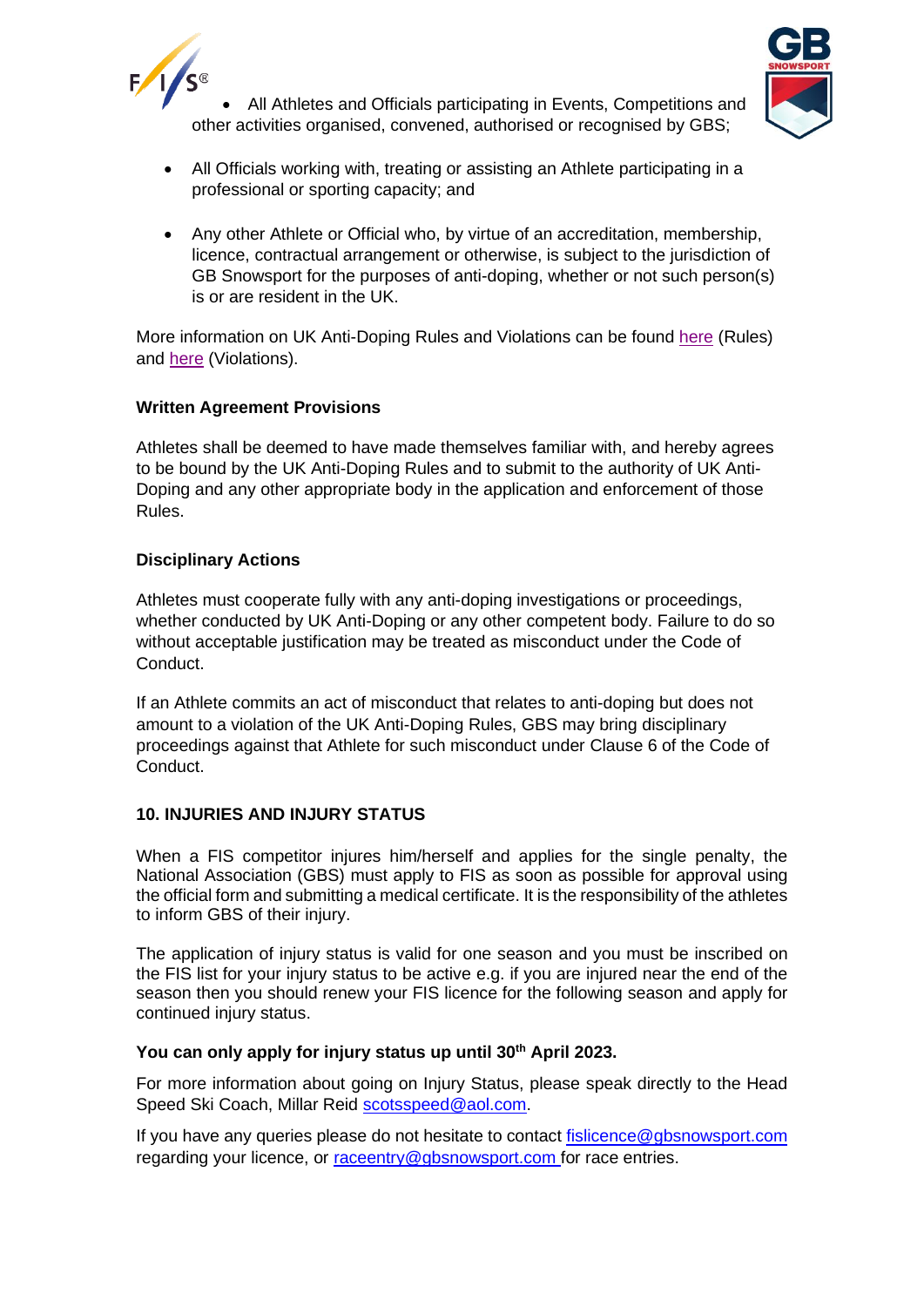- All Athletes and Officials participating in Events, Competitions and other activities organised, convened, authorised or recognised by GBS;
- All Officials working with, treating or assisting an Athlete participating in a professional or sporting capacity; and
- Any other Athlete or Official who, by virtue of an accreditation, membership, licence, contractual arrangement or otherwise, is subject to the jurisdiction of GB Snowsport for the purposes of anti-doping, whether or not such person(s) is or are resident in the UK.

More information on UK Anti-Doping Rules and Violations can be found here (Rules) and here (Violations).

**Written Agreement Provisions**

Athletes shall be deemed to have made themselves familiar with, and hereby agrees to be bound by the UK Anti-Doping Rules and to submit to the authority of UK Anti-Doping and any other appropriate body in the application and enforcement of those Rules.

**Disciplinary Actions**

Athletes must cooperate fully with any anti-doping investigations or proceedings, whether conducted by UK Anti-Doping or any other competent body. Failure to do so without acceptable justification may be treated as misconduct under the Code of Conduct.

If an Athlete commits an act of misconduct that relates to anti-doping but does not amount to a violation of the UK Anti-Doping Rules, GBS may bring disciplinary proceedings against that Athlete for such misconduct under Clause 6 of the Code of Conduct.

## 10. INJURIES AND INJURY STATUS

When a FIS competitor injures him/herself and applies for the single penalty, the National Association (GBS) must apply to FIS as soon as possible for approval using the official form and submitting a medical certificate. It is the responsibility of the athletes to inform GBS of their injury.

The application of injury status is valid for one season and you must be inscribed on the FIS list for your injury status to be active e.g. if you are injured near the end of the season then you should renew your FIS licence for the following season and apply for continued injury status.

**You can only apply for injury status up until 30th April 2023.**

For more information about going on Injury Status, please speak directly to the Head Speed Ski Coach, Millar Reid scotsspeed@aol.com.

If you have any queries please do not hesitate to contact fislicence@gbsnowsport.com regarding your licence, or raceentry@gbsnowsport.com for race entries.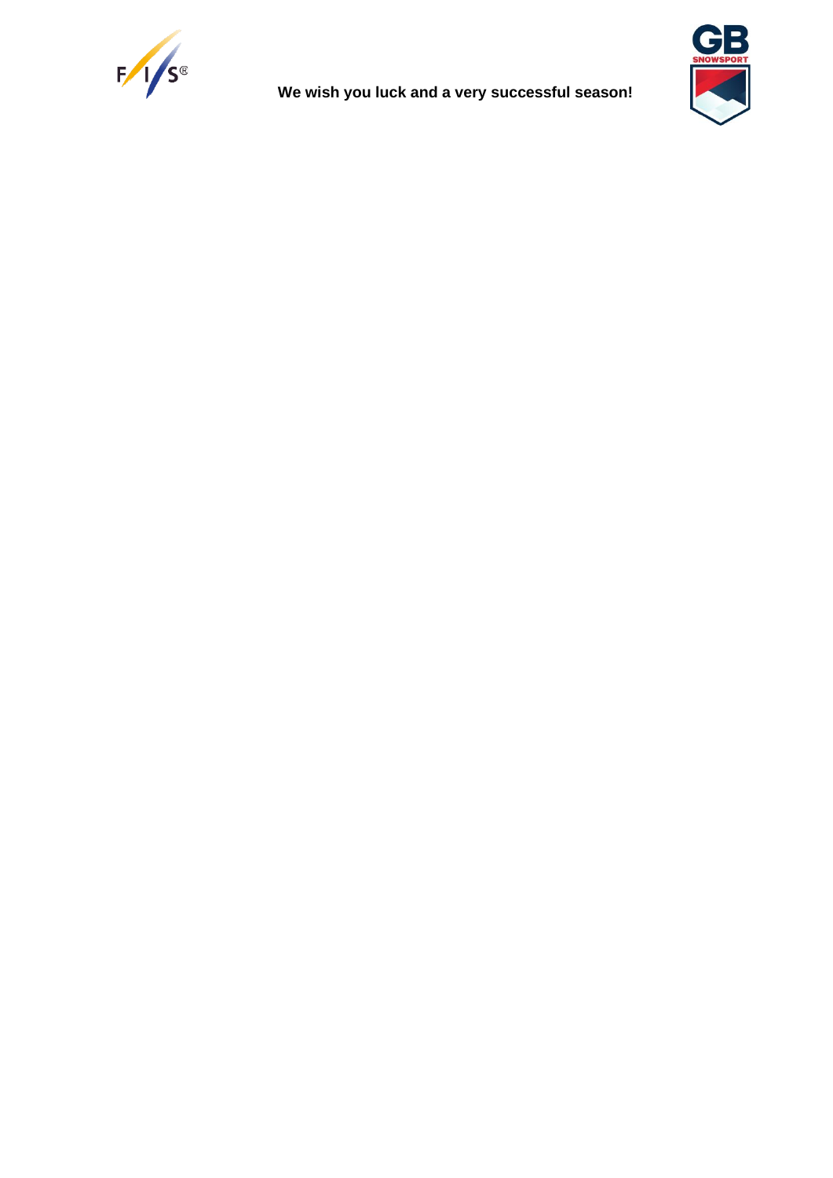**We wish you luck and a very successful season!**